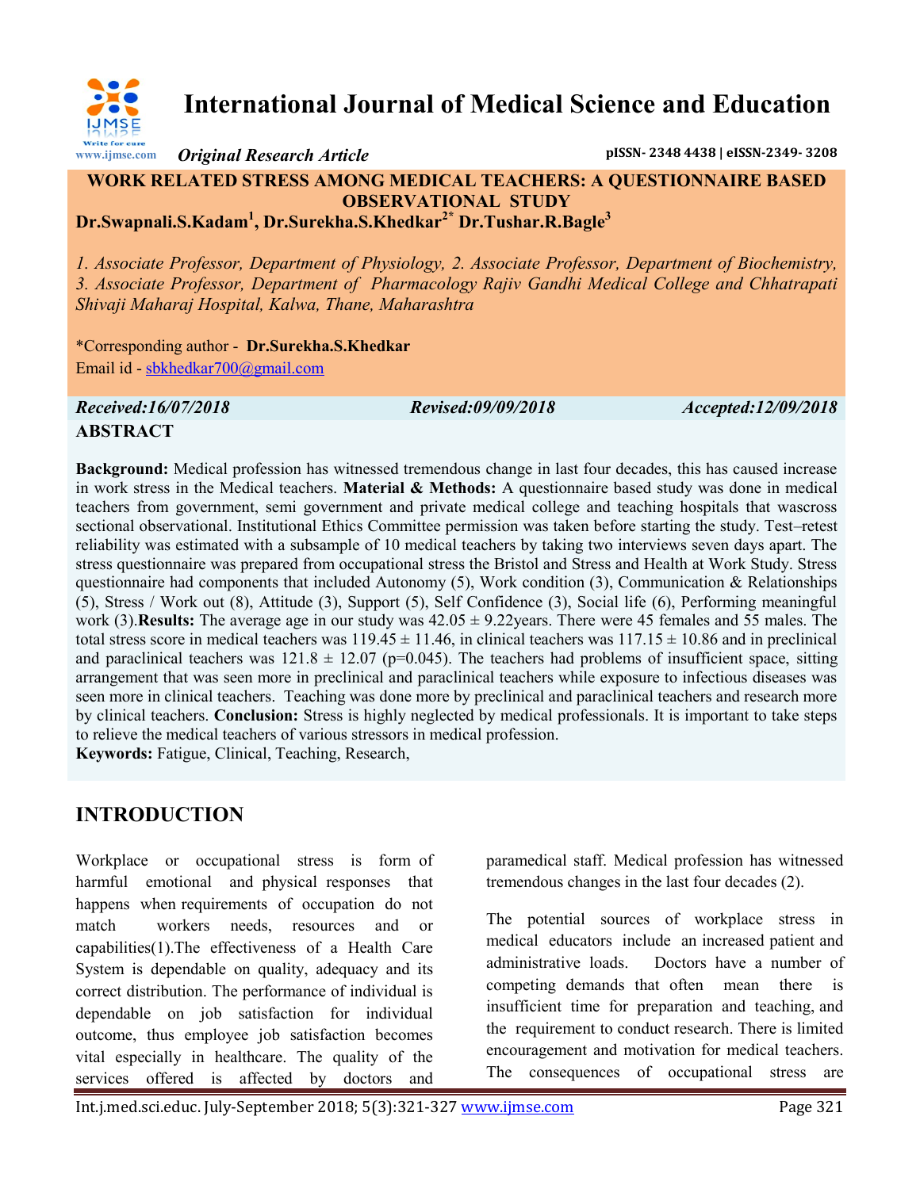# International Journal of Medical Science and Education

*Original Research Article*

pISSN- 2348 4438 | eISSN-2349- 3208

## WORK RELATED STRESS AMONG MEDICAL TEACHERS: A QUESTIONNAIRE BASED OBSERVATIONAL STUDY

**Dr.Swapnali.S.Kadam[1], Dr.Surekha.S.Khedkar[2*] Dr.Tushar.R.Bagle[3]**

*1. Associate Professor, Department of Physiology, 2. Associate Professor, Department of Biochemistry, 3. Associate Professor, Department of Pharmacology Rajiv Gandhi Medical College and Chhatrapati Shivaji Maharaj Hospital, Kalwa, Thane, Maharashtra*

*Corresponding author - **Dr.Surekha.S.Khedkar**
Email id - sbkhedkar700@gmail.com

*Received:16/07/2018* *Revised:09/09/2018* *Accepted:12/09/2018*

## ABSTRACT

**Background:** Medical profession has witnessed tremendous change in last four decades, this has caused increase in work stress in the Medical teachers. **Material & Methods:** A questionnaire based study was done in medical teachers from government, semi government and private medical college and teaching hospitals that wascross sectional observational. Institutional Ethics Committee permission was taken before starting the study. Test–retest reliability was estimated with a subsample of 10 medical teachers by taking two interviews seven days apart. The stress questionnaire was prepared from occupational stress the Bristol and Stress and Health at Work Study. Stress questionnaire had components that included Autonomy (5), Work condition (3), Communication & Relationships (5), Stress / Work out (8), Attitude (3), Support (5), Self Confidence (3), Social life (6), Performing meaningful work (3).**Results:** The average age in our study was 42.05 ± 9.22years. There were 45 females and 55 males. The total stress score in medical teachers was 119.45 ± 11.46, in clinical teachers was 117.15 ± 10.86 and in preclinical and paraclinical teachers was 121.8 ± 12.07 (p=0.045). The teachers had problems of insufficient space, sitting arrangement that was seen more in preclinical and paraclinical teachers while exposure to infectious diseases was seen more in clinical teachers. Teaching was done more by preclinical and paraclinical teachers and research more by clinical teachers. **Conclusion:** Stress is highly neglected by medical professionals. It is important to take steps to relieve the medical teachers of various stressors in medical profession.

**Keywords:** Fatigue, Clinical, Teaching, Research,

## INTRODUCTION

Workplace or occupational stress is form of harmful emotional and physical responses that happens when requirements of occupation do not match workers needs, resources and or capabilities(1).The effectiveness of a Health Care System is dependable on quality, adequacy and its correct distribution. The performance of individual is dependable on job satisfaction for individual outcome, thus employee job satisfaction becomes vital especially in healthcare. The quality of the services offered is affected by doctors and paramedical staff. Medical profession has witnessed tremendous changes in the last four decades (2).

The potential sources of workplace stress in medical educators include an increased patient and administrative loads. Doctors have a number of competing demands that often mean there is insufficient time for preparation and teaching, and the requirement to conduct research. There is limited encouragement and motivation for medical teachers. The consequences of occupational stress are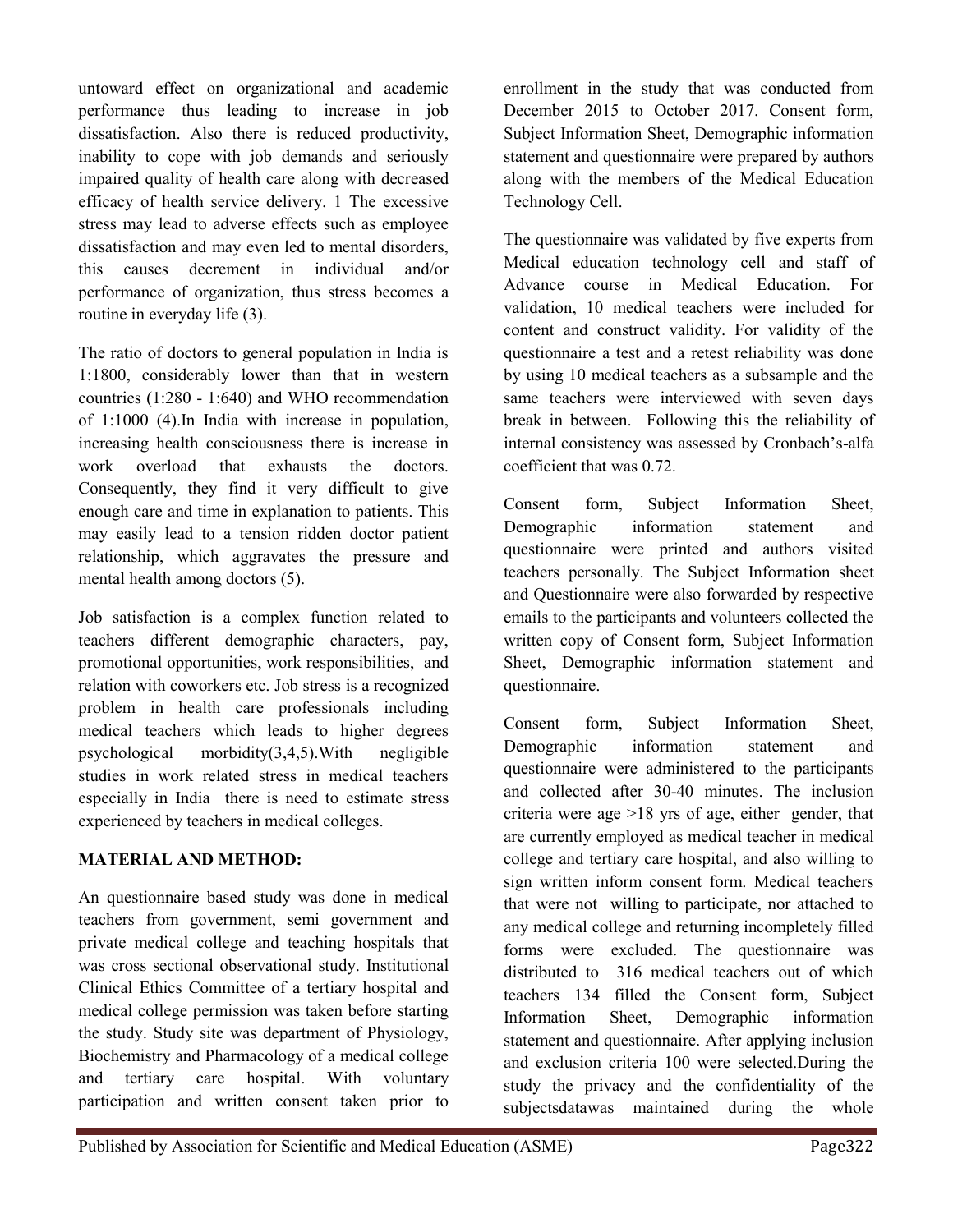untoward effect on organizational and academic performance thus leading to increase in job dissatisfaction. Also there is reduced productivity, inability to cope with job demands and seriously impaired quality of health care along with decreased efficacy of health service delivery. 1 The excessive stress may lead to adverse effects such as employee dissatisfaction and may even led to mental disorders, this causes decrement in individual and/or performance of organization, thus stress becomes a routine in everyday life (3).

The ratio of doctors to general population in India is 1:1800, considerably lower than that in western countries (1:280 - 1:640) and WHO recommendation of 1:1000 (4).In India with increase in population, increasing health consciousness there is increase in work overload that exhausts the doctors. Consequently, they find it very difficult to give enough care and time in explanation to patients. This may easily lead to a tension ridden doctor patient relationship, which aggravates the pressure and mental health among doctors (5).

Job satisfaction is a complex function related to teachers different demographic characters, pay, promotional opportunities, work responsibilities, and relation with coworkers etc. Job stress is a recognized problem in health care professionals including medical teachers which leads to higher degrees psychological morbidity(3,4,5).With negligible studies in work related stress in medical teachers especially in India there is need to estimate stress experienced by teachers in medical colleges.

## MATERIAL AND METHOD:

An questionnaire based study was done in medical teachers from government, semi government and private medical college and teaching hospitals that was cross sectional observational study. Institutional Clinical Ethics Committee of a tertiary hospital and medical college permission was taken before starting the study. Study site was department of Physiology, Biochemistry and Pharmacology of a medical college and tertiary care hospital. With voluntary participation and written consent taken prior to enrollment in the study that was conducted from December 2015 to October 2017. Consent form, Subject Information Sheet, Demographic information statement and questionnaire were prepared by authors along with the members of the Medical Education Technology Cell.

The questionnaire was validated by five experts from Medical education technology cell and staff of Advance course in Medical Education. For validation, 10 medical teachers were included for content and construct validity. For validity of the questionnaire a test and a retest reliability was done by using 10 medical teachers as a subsample and the same teachers were interviewed with seven days break in between. Following this the reliability of internal consistency was assessed by Cronbach's-alfa coefficient that was 0.72.

Consent form, Subject Information Sheet, Demographic information statement and questionnaire were printed and authors visited teachers personally. The Subject Information sheet and Questionnaire were also forwarded by respective emails to the participants and volunteers collected the written copy of Consent form, Subject Information Sheet, Demographic information statement and questionnaire.

Consent form, Subject Information Sheet, Demographic information statement and questionnaire were administered to the participants and collected after 30-40 minutes. The inclusion criteria were age >18 yrs of age, either gender, that are currently employed as medical teacher in medical college and tertiary care hospital, and also willing to sign written inform consent form. Medical teachers that were not willing to participate, nor attached to any medical college and returning incompletely filled forms were excluded. The questionnaire was distributed to 316 medical teachers out of which teachers 134 filled the Consent form, Subject Information Sheet, Demographic information statement and questionnaire. After applying inclusion and exclusion criteria 100 were selected.During the study the privacy and the confidentiality of the subjectsdatawas maintained during the whole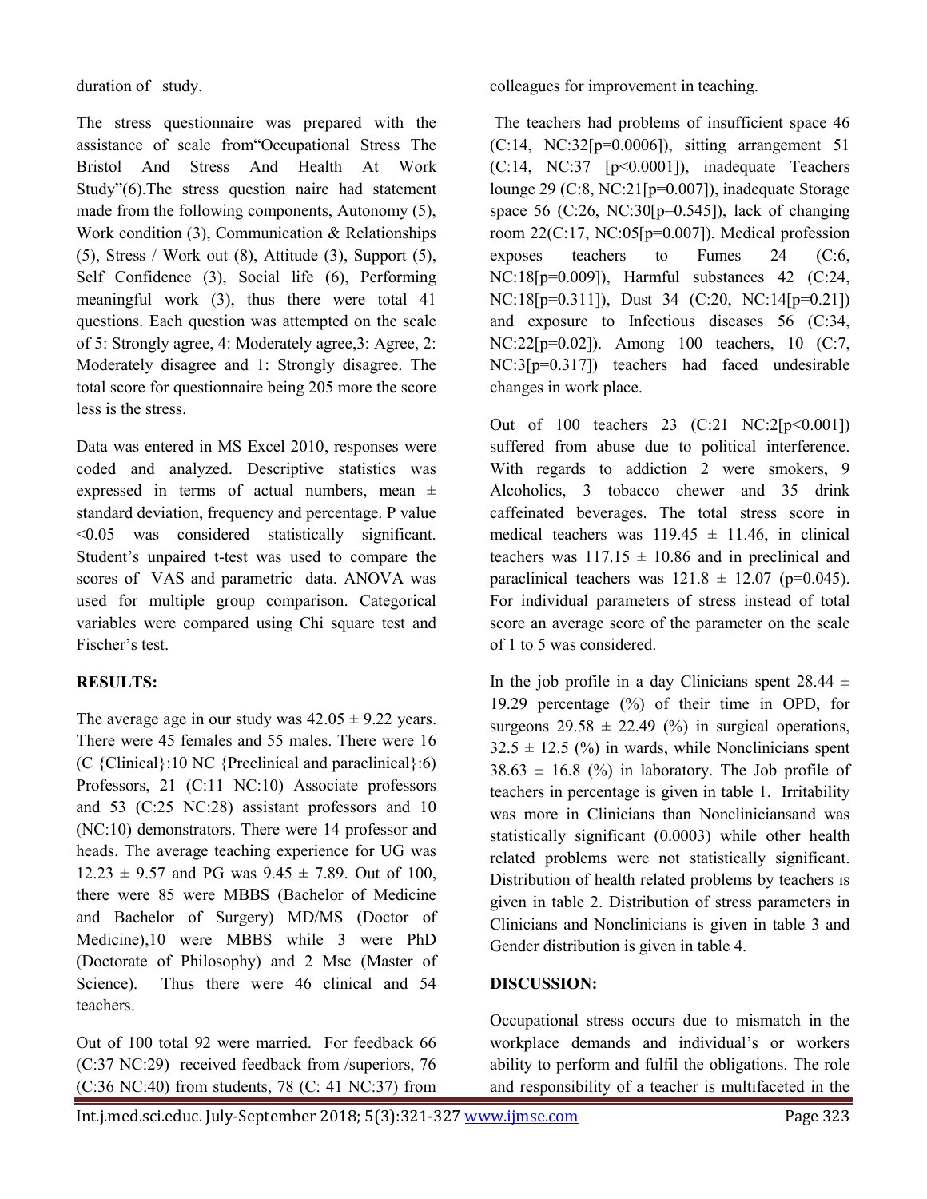duration of study.

The stress questionnaire was prepared with the assistance of scale from"Occupational Stress The Bristol And Stress And Health At Work Study"(6).The stress question naire had statement made from the following components, Autonomy (5), Work condition (3), Communication & Relationships (5), Stress / Work out (8), Attitude (3), Support (5), Self Confidence (3), Social life (6), Performing meaningful work (3), thus there were total 41 questions. Each question was attempted on the scale of 5: Strongly agree, 4: Moderately agree,3: Agree, 2: Moderately disagree and 1: Strongly disagree. The total score for questionnaire being 205 more the score less is the stress.

Data was entered in MS Excel 2010, responses were coded and analyzed. Descriptive statistics was expressed in terms of actual numbers, mean ± standard deviation, frequency and percentage. P value <0.05 was considered statistically significant. Student's unpaired t-test was used to compare the scores of VAS and parametric data. ANOVA was used for multiple group comparison. Categorical variables were compared using Chi square test and Fischer's test.

**RESULTS:**

The average age in our study was 42.05 ± 9.22 years. There were 45 females and 55 males. There were 16 (C {Clinical}:10 NC {Preclinical and paraclinical}:6) Professors, 21 (C:11 NC:10) Associate professors and 53 (C:25 NC:28) assistant professors and 10 (NC:10) demonstrators. There were 14 professor and heads. The average teaching experience for UG was 12.23 ± 9.57 and PG was 9.45 ± 7.89. Out of 100, there were 85 were MBBS (Bachelor of Medicine and Bachelor of Surgery) MD/MS (Doctor of Medicine),10 were MBBS while 3 were PhD (Doctorate of Philosophy) and 2 Msc (Master of Science). Thus there were 46 clinical and 54 teachers.

Out of 100 total 92 were married. For feedback 66 (C:37 NC:29) received feedback from /superiors, 76 (C:36 NC:40) from students, 78 (C: 41 NC:37) from colleagues for improvement in teaching.

The teachers had problems of insufficient space 46 (C:14, NC:32[p=0.0006]), sitting arrangement 51 (C:14, NC:37 [p<0.0001]), inadequate Teachers lounge 29 (C:8, NC:21[p=0.007]), inadequate Storage space 56 (C:26, NC:30[p=0.545]), lack of changing room 22(C:17, NC:05[p=0.007]). Medical profession exposes teachers to Fumes 24 (C:6, NC:18[p=0.009]), Harmful substances 42 (C:24, NC:18[p=0.311]), Dust 34 (C:20, NC:14[p=0.21]) and exposure to Infectious diseases 56 (C:34, NC:22[p=0.02]). Among 100 teachers, 10 (C:7, NC:3[p=0.317]) teachers had faced undesirable changes in work place.

Out of 100 teachers 23 (C:21 NC:2[p<0.001]) suffered from abuse due to political interference. With regards to addiction 2 were smokers, 9 Alcoholics, 3 tobacco chewer and 35 drink caffeinated beverages. The total stress score in medical teachers was 119.45 ± 11.46, in clinical teachers was 117.15 ± 10.86 and in preclinical and paraclinical teachers was 121.8 ± 12.07 (p=0.045). For individual parameters of stress instead of total score an average score of the parameter on the scale of 1 to 5 was considered.

In the job profile in a day Clinicians spent 28.44 ± 19.29 percentage (%) of their time in OPD, for surgeons 29.58 ± 22.49 (%) in surgical operations, 32.5 ± 12.5 (%) in wards, while Nonclinicians spent 38.63 ± 16.8 (%) in laboratory. The Job profile of teachers in percentage is given in table 1. Irritability was more in Clinicians than Nonclinicians and was statistically significant (0.0003) while other health related problems were not statistically significant. Distribution of health related problems by teachers is given in table 2. Distribution of stress parameters in Clinicians and Nonclinicians is given in table 3 and Gender distribution is given in table 4.

**DISCUSSION:**

Occupational stress occurs due to mismatch in the workplace demands and individual's or workers ability to perform and fulfil the obligations. The role and responsibility of a teacher is multifaceted in the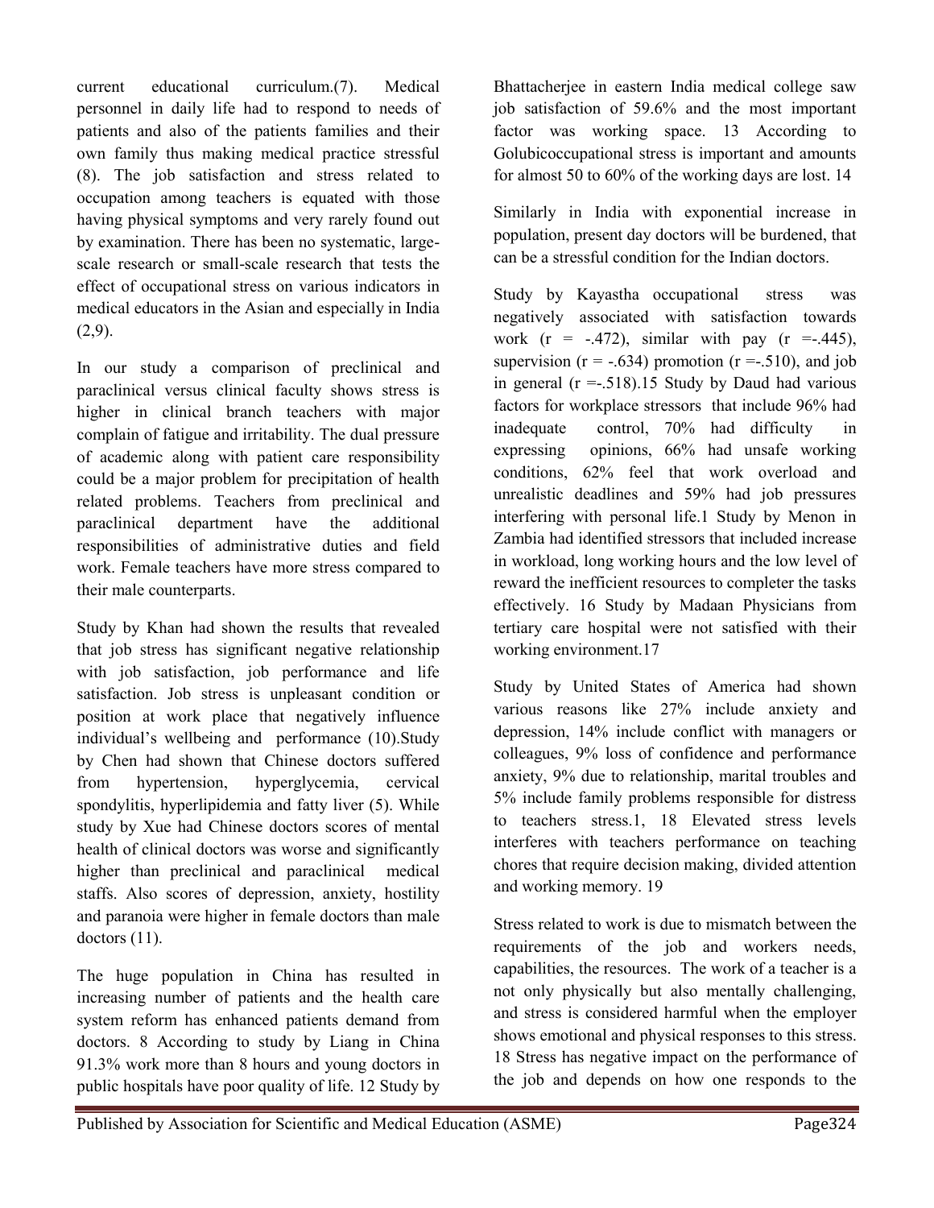current educational curriculum.(7). Medical personnel in daily life had to respond to needs of patients and also of the patients families and their own family thus making medical practice stressful (8). The job satisfaction and stress related to occupation among teachers is equated with those having physical symptoms and very rarely found out by examination. There has been no systematic, large-scale research or small-scale research that tests the effect of occupational stress on various indicators in medical educators in the Asian and especially in India (2,9).

In our study a comparison of preclinical and paraclinical versus clinical faculty shows stress is higher in clinical branch teachers with major complain of fatigue and irritability. The dual pressure of academic along with patient care responsibility could be a major problem for precipitation of health related problems. Teachers from preclinical and paraclinical department have the additional responsibilities of administrative duties and field work. Female teachers have more stress compared to their male counterparts.

Study by Khan had shown the results that revealed that job stress has significant negative relationship with job satisfaction, job performance and life satisfaction. Job stress is unpleasant condition or position at work place that negatively influence individual's wellbeing and performance (10).Study by Chen had shown that Chinese doctors suffered from hypertension, hyperglycemia, cervical spondylitis, hyperlipidemia and fatty liver (5). While study by Xue had Chinese doctors scores of mental health of clinical doctors was worse and significantly higher than preclinical and paraclinical medical staffs. Also scores of depression, anxiety, hostility and paranoia were higher in female doctors than male doctors (11).

The huge population in China has resulted in increasing number of patients and the health care system reform has enhanced patients demand from doctors. 8 According to study by Liang in China 91.3% work more than 8 hours and young doctors in public hospitals have poor quality of life. 12 Study by Bhattacherjee in eastern India medical college saw job satisfaction of 59.6% and the most important factor was working space. 13 According to Golubicoccupational stress is important and amounts for almost 50 to 60% of the working days are lost. 14

Similarly in India with exponential increase in population, present day doctors will be burdened, that can be a stressful condition for the Indian doctors.

Study by Kayastha occupational stress was negatively associated with satisfaction towards work ($r = -.472$), similar with pay ($r = -.445$), supervision ($r = -.634$) promotion ($r = -.510$), and job in general ($r = -.518$).15 Study by Daud had various factors for workplace stressors that include 96% had inadequate control, 70% had difficulty in expressing opinions, 66% had unsafe working conditions, 62% feel that work overload and unrealistic deadlines and 59% had job pressures interfering with personal life.1 Study by Menon in Zambia had identified stressors that included increase in workload, long working hours and the low level of reward the inefficient resources to completer the tasks effectively. 16 Study by Madaan Physicians from tertiary care hospital were not satisfied with their working environment.17

Study by United States of America had shown various reasons like 27% include anxiety and depression, 14% include conflict with managers or colleagues, 9% loss of confidence and performance anxiety, 9% due to relationship, marital troubles and 5% include family problems responsible for distress to teachers stress.1, 18 Elevated stress levels interferes with teachers performance on teaching chores that require decision making, divided attention and working memory. 19

Stress related to work is due to mismatch between the requirements of the job and workers needs, capabilities, the resources. The work of a teacher is a not only physically but also mentally challenging, and stress is considered harmful when the employer shows emotional and physical responses to this stress. 18 Stress has negative impact on the performance of the job and depends on how one responds to the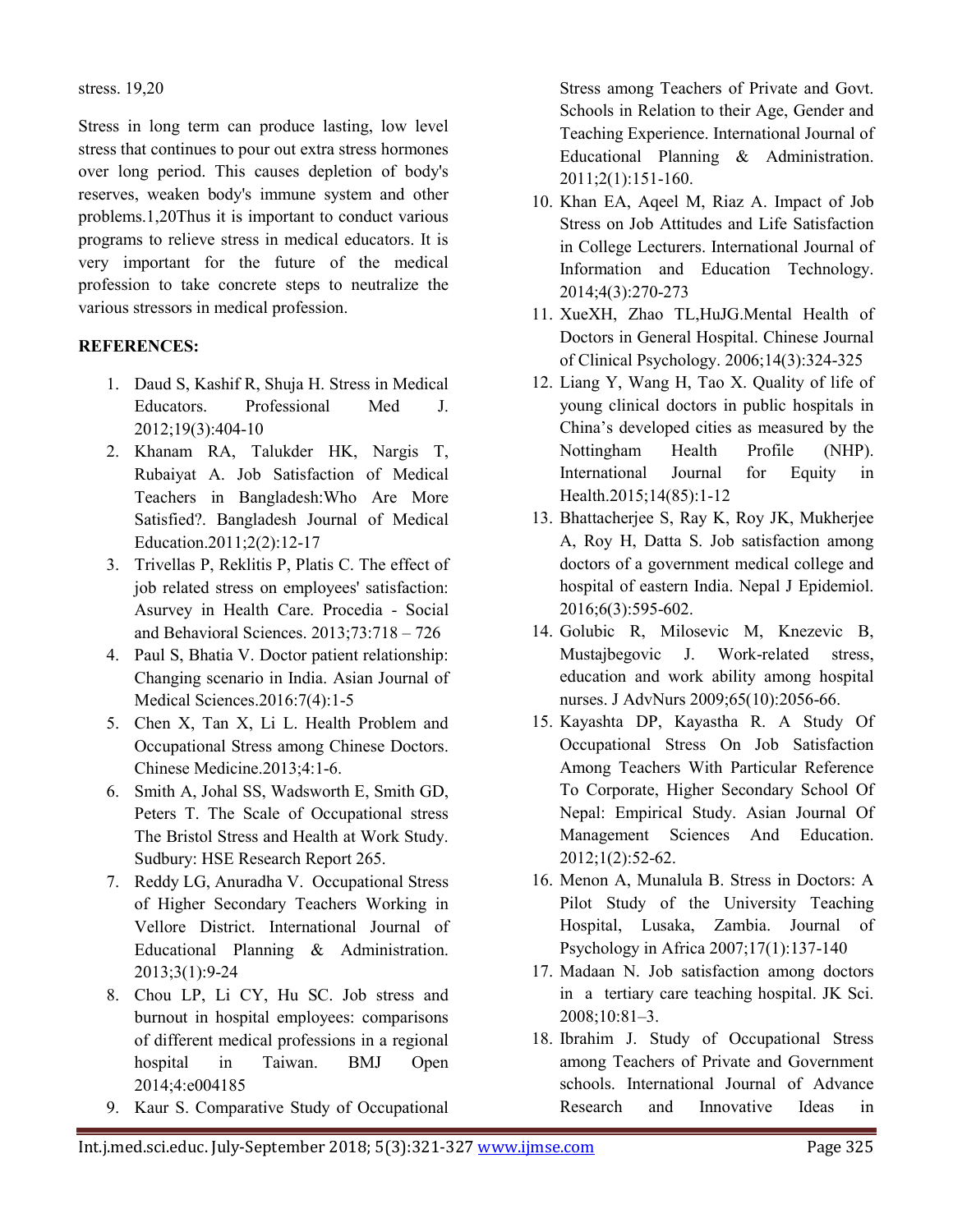stress. 19,20

Stress in long term can produce lasting, low level stress that continues to pour out extra stress hormones over long period. This causes depletion of body's reserves, weaken body's immune system and other problems.1,20Thus it is important to conduct various programs to relieve stress in medical educators. It is very important for the future of the medical profession to take concrete steps to neutralize the various stressors in medical profession.

**REFERENCES:**

1. Daud S, Kashif R, Shuja H. Stress in Medical Educators. Professional Med J. 2012;19(3):404-10
2. Khanam RA, Talukder HK, Nargis T, Rubaiyat A. Job Satisfaction of Medical Teachers in Bangladesh:Who Are More Satisfied?. Bangladesh Journal of Medical Education.2011;2(2):12-17
3. Trivellas P, Reklitis P, Platis C. The effect of job related stress on employees' satisfaction: Asurvey in Health Care. Procedia - Social and Behavioral Sciences. 2013;73:718 – 726
4. Paul S, Bhatia V. Doctor patient relationship: Changing scenario in India. Asian Journal of Medical Sciences.2016:7(4):1-5
5. Chen X, Tan X, Li L. Health Problem and Occupational Stress among Chinese Doctors. Chinese Medicine.2013;4:1-6.
6. Smith A, Johal SS, Wadsworth E, Smith GD, Peters T. The Scale of Occupational stress The Bristol Stress and Health at Work Study. Sudbury: HSE Research Report 265.
7. Reddy LG, Anuradha V. Occupational Stress of Higher Secondary Teachers Working in Vellore District. International Journal of Educational Planning & Administration. 2013;3(1):9-24
8. Chou LP, Li CY, Hu SC. Job stress and burnout in hospital employees: comparisons of different medical professions in a regional hospital in Taiwan. BMJ Open 2014;4:e004185
9. Kaur S. Comparative Study of Occupational Stress among Teachers of Private and Govt. Schools in Relation to their Age, Gender and Teaching Experience. International Journal of Educational Planning & Administration. 2011;2(1):151-160.
10. Khan EA, Aqeel M, Riaz A. Impact of Job Stress on Job Attitudes and Life Satisfaction in College Lecturers. International Journal of Information and Education Technology. 2014;4(3):270-273
11. XueXH, Zhao TL,HuJG.Mental Health of Doctors in General Hospital. Chinese Journal of Clinical Psychology. 2006;14(3):324-325
12. Liang Y, Wang H, Tao X. Quality of life of young clinical doctors in public hospitals in China's developed cities as measured by the Nottingham Health Profile (NHP). International Journal for Equity in Health.2015;14(85):1-12
13. Bhattacherjee S, Ray K, Roy JK, Mukherjee A, Roy H, Datta S. Job satisfaction among doctors of a government medical college and hospital of eastern India. Nepal J Epidemiol. 2016;6(3):595-602.
14. Golubic R, Milosevic M, Knezevic B, Mustajbegovic J. Work-related stress, education and work ability among hospital nurses. J AdvNurs 2009;65(10):2056-66.
15. Kayashta DP, Kayastha R. A Study Of Occupational Stress On Job Satisfaction Among Teachers With Particular Reference To Corporate, Higher Secondary School Of Nepal: Empirical Study. Asian Journal Of Management Sciences And Education. 2012;1(2):52-62.
16. Menon A, Munalula B. Stress in Doctors: A Pilot Study of the University Teaching Hospital, Lusaka, Zambia. Journal of Psychology in Africa 2007;17(1):137-140
17. Madaan N. Job satisfaction among doctors in a tertiary care teaching hospital. JK Sci. 2008;10:81–3.
18. Ibrahim J. Study of Occupational Stress among Teachers of Private and Government schools. International Journal of Advance Research and Innovative Ideas in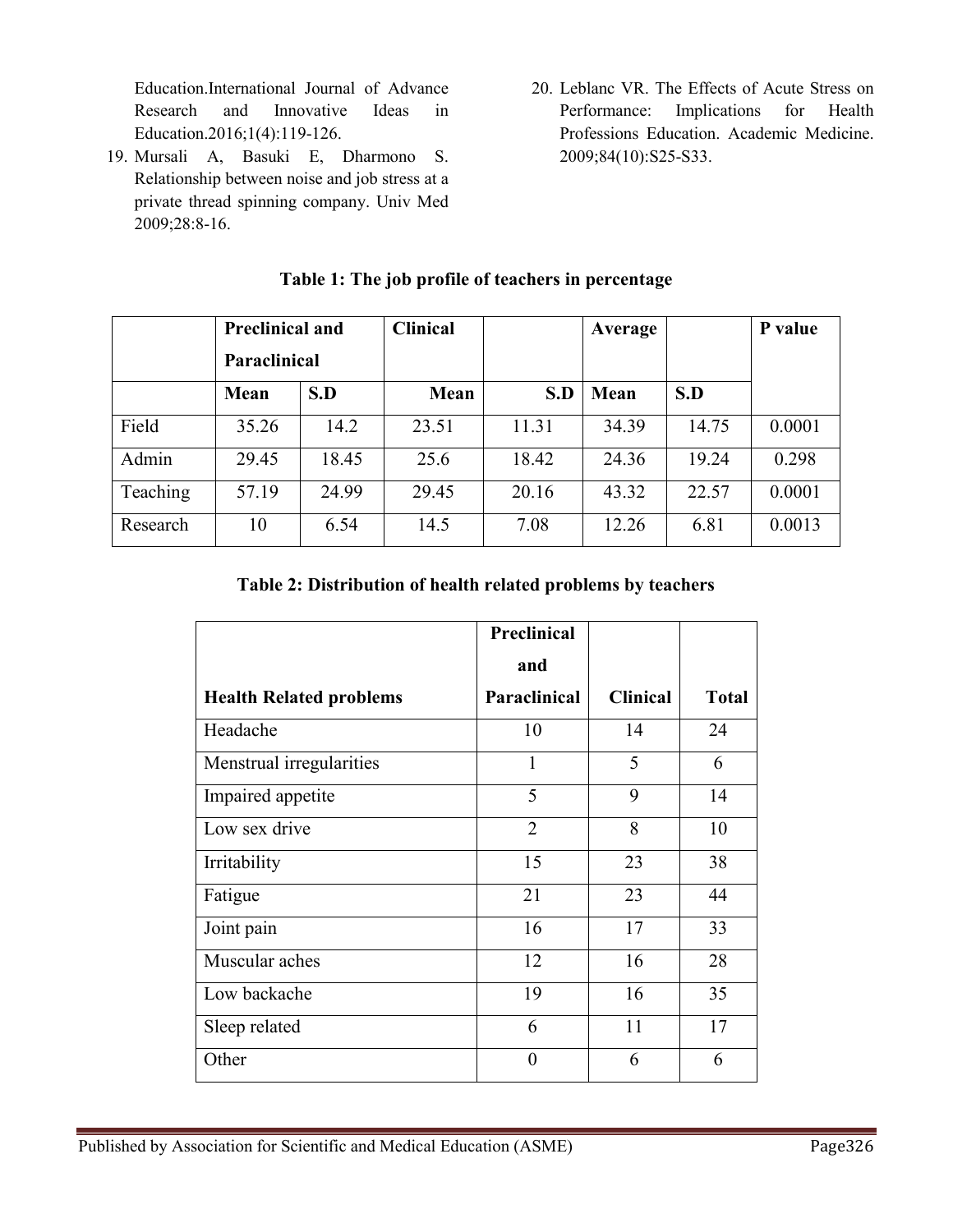Education.International Journal of Advance Research and Innovative Ideas in Education.2016;1(4):119-126.

19. Mursali A, Basuki E, Dharmono S. Relationship between noise and job stress at a private thread spinning company. Univ Med 2009;28:8-16.

20. Leblanc VR. The Effects of Acute Stress on Performance: Implications for Health Professions Education. Academic Medicine. 2009;84(10):S25-S33.

**Table 1: The job profile of teachers in percentage**

| | Preclinical and Paraclinical | | Clinical | | Average | | P value |
|---|---|---|---|---|---|---|---|
| | Mean | S.D | Mean | S.D | Mean | S.D | |
| Field | 35.26 | 14.2 | 23.51 | 11.31 | 34.39 | 14.75 | 0.0001 |
| Admin | 29.45 | 18.45 | 25.6 | 18.42 | 24.36 | 19.24 | 0.298 |
| Teaching | 57.19 | 24.99 | 29.45 | 20.16 | 43.32 | 22.57 | 0.0001 |
| Research | 10 | 6.54 | 14.5 | 7.08 | 12.26 | 6.81 | 0.0013 |

**Table 2: Distribution of health related problems by teachers**

| Health Related problems | Preclinical and Paraclinical | Clinical | Total |
|---|---|---|---|
| Headache | 10 | 14 | 24 |
| Menstrual irregularities | 1 | 5 | 6 |
| Impaired appetite | 5 | 9 | 14 |
| Low sex drive | 2 | 8 | 10 |
| Irritability | 15 | 23 | 38 |
| Fatigue | 21 | 23 | 44 |
| Joint pain | 16 | 17 | 33 |
| Muscular aches | 12 | 16 | 28 |
| Low backache | 19 | 16 | 35 |
| Sleep related | 6 | 11 | 17 |
| Other | 0 | 6 | 6 |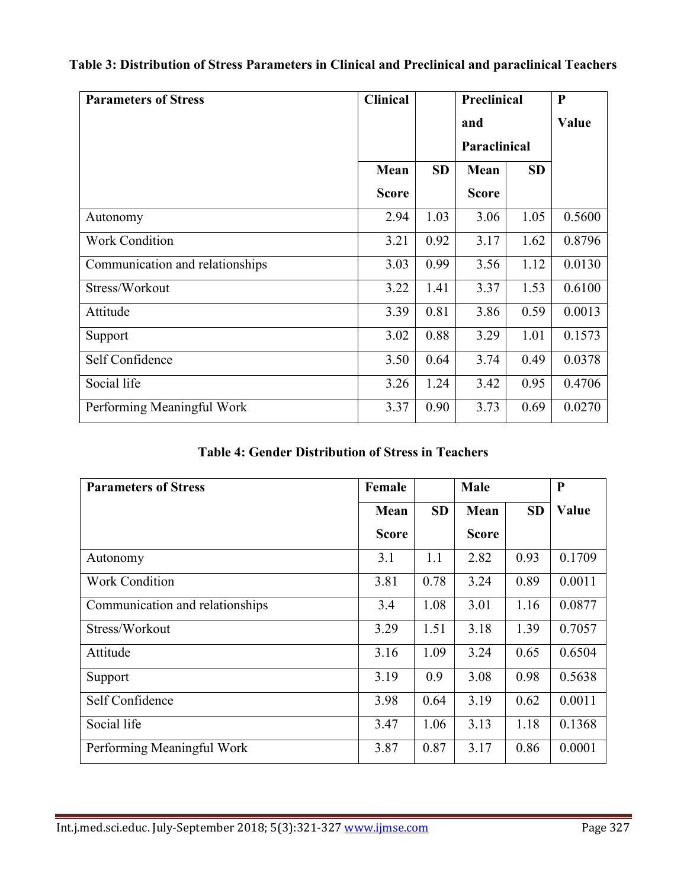**Table 3: Distribution of Stress Parameters in Clinical and Preclinical and paraclinical Teachers**

| Parameters of Stress | Clinical | | Preclinical and Paraclinical | | P Value |
|---|---|---|---|---|---|
| | Mean Score | SD | Mean Score | SD | |
| Autonomy | 2.94 | 1.03 | 3.06 | 1.05 | 0.5600 |
| Work Condition | 3.21 | 0.92 | 3.17 | 1.62 | 0.8796 |
| Communication and relationships | 3.03 | 0.99 | 3.56 | 1.12 | 0.0130 |
| Stress/Workout | 3.22 | 1.41 | 3.37 | 1.53 | 0.6100 |
| Attitude | 3.39 | 0.81 | 3.86 | 0.59 | 0.0013 |
| Support | 3.02 | 0.88 | 3.29 | 1.01 | 0.1573 |
| Self Confidence | 3.50 | 0.64 | 3.74 | 0.49 | 0.0378 |
| Social life | 3.26 | 1.24 | 3.42 | 0.95 | 0.4706 |
| Performing Meaningful Work | 3.37 | 0.90 | 3.73 | 0.69 | 0.0270 |

**Table 4: Gender Distribution of Stress in Teachers**

| Parameters of Stress | Female | | Male | | P Value |
|---|---|---|---|---|---|
| | Mean Score | SD | Mean Score | SD | |
| Autonomy | 3.1 | 1.1 | 2.82 | 0.93 | 0.1709 |
| Work Condition | 3.81 | 0.78 | 3.24 | 0.89 | 0.0011 |
| Communication and relationships | 3.4 | 1.08 | 3.01 | 1.16 | 0.0877 |
| Stress/Workout | 3.29 | 1.51 | 3.18 | 1.39 | 0.7057 |
| Attitude | 3.16 | 1.09 | 3.24 | 0.65 | 0.6504 |
| Support | 3.19 | 0.9 | 3.08 | 0.98 | 0.5638 |
| Self Confidence | 3.98 | 0.64 | 3.19 | 0.62 | 0.0011 |
| Social life | 3.47 | 1.06 | 3.13 | 1.18 | 0.1368 |
| Performing Meaningful Work | 3.87 | 0.87 | 3.17 | 0.86 | 0.0001 |